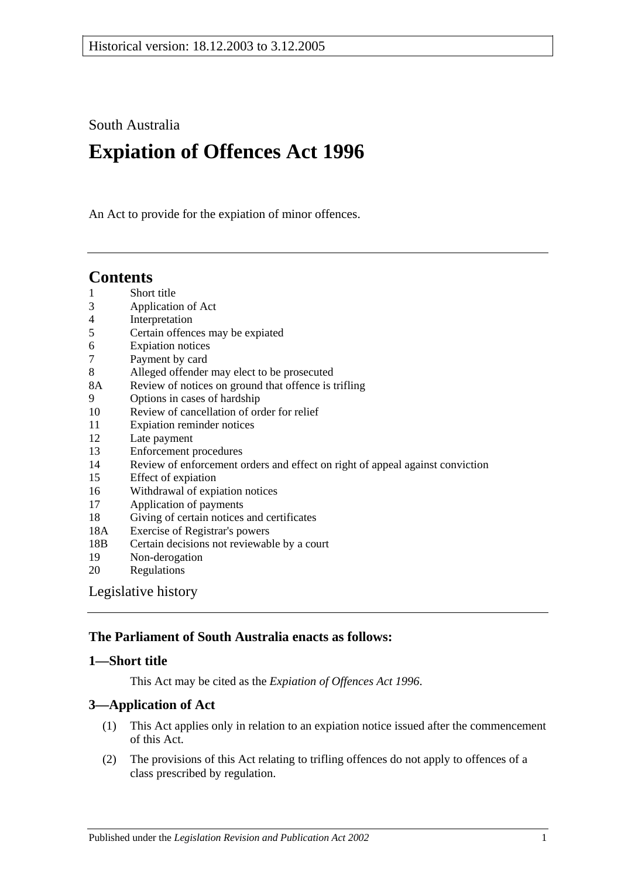Historical version: 18.12.2003 to 3.12.2005

South Australia

# Expiation of Offences Act 1996

An Act to provide for the expiation of minor offences.

## Contents

1 Short title
3 Application of Act
4 Interpretation
5 Certain offences may be expiated
6 Expiation notices
7 Payment by card
8 Alleged offender may elect to be prosecuted
8A Review of notices on ground that offence is trifling
9 Options in cases of hardship
10 Review of cancellation of order for relief
11 Expiation reminder notices
12 Late payment
13 Enforcement procedures
14 Review of enforcement orders and effect on right of appeal against conviction
15 Effect of expiation
16 Withdrawal of expiation notices
17 Application of payments
18 Giving of certain notices and certificates
18A Exercise of Registrar's powers
18B Certain decisions not reviewable by a court
19 Non-derogation
20 Regulations

Legislative history

**The Parliament of South Australia enacts as follows:**

### 1—Short title

This Act may be cited as the *Expiation of Offences Act 1996*.

### 3—Application of Act

(1) This Act applies only in relation to an expiation notice issued after the commencement of this Act.

(2) The provisions of this Act relating to trifling offences do not apply to offences of a class prescribed by regulation.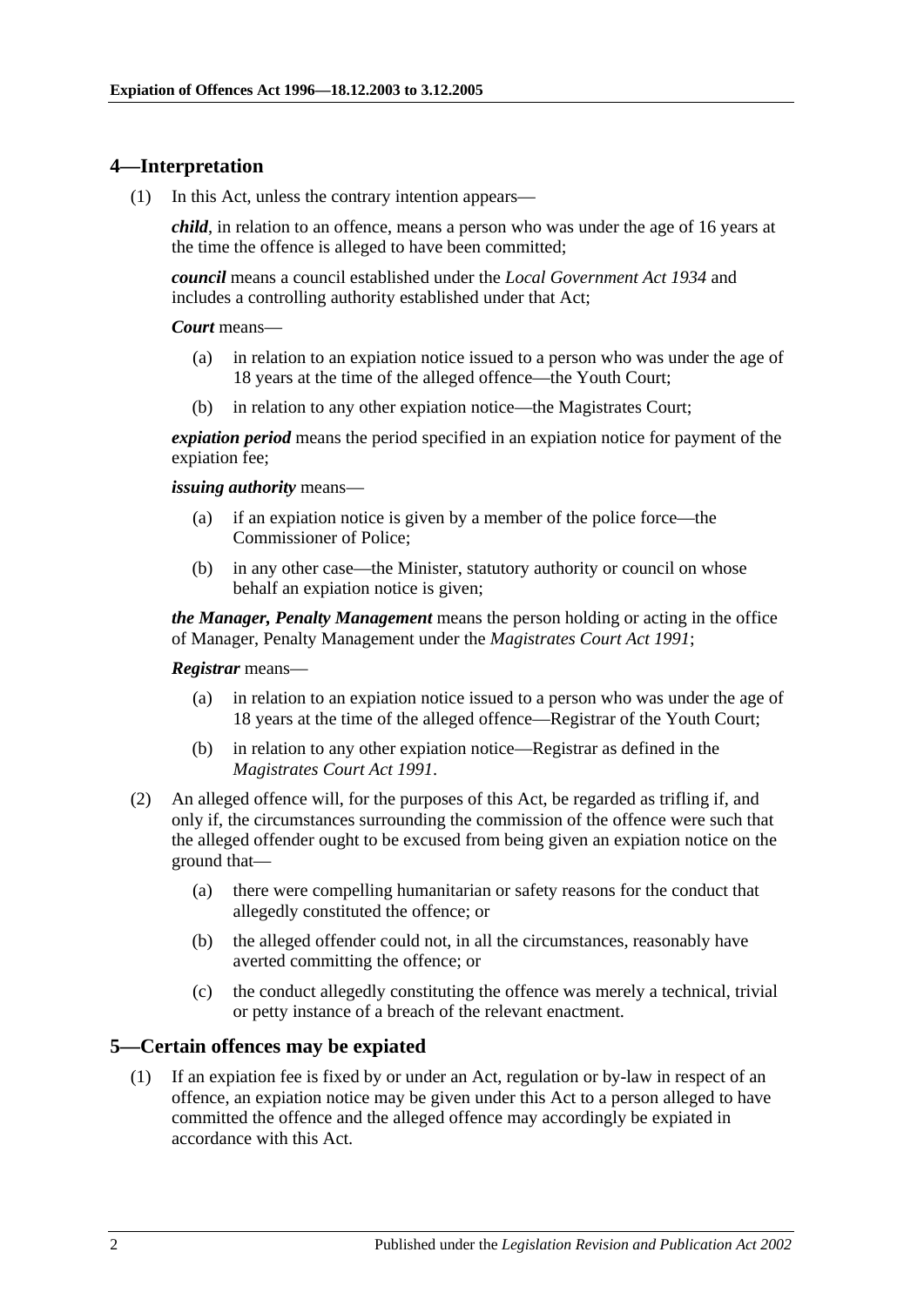## 4—Interpretation

(1) In this Act, unless the contrary intention appears—

***child***, in relation to an offence, means a person who was under the age of 16 years at the time the offence is alleged to have been committed;

***council*** means a council established under the *Local Government Act 1934* and includes a controlling authority established under that Act;

***Court*** means—

- (a) in relation to an expiation notice issued to a person who was under the age of 18 years at the time of the alleged offence—the Youth Court;
- (b) in relation to any other expiation notice—the Magistrates Court;

***expiation period*** means the period specified in an expiation notice for payment of the expiation fee;

***issuing authority*** means—

- (a) if an expiation notice is given by a member of the police force—the Commissioner of Police;
- (b) in any other case—the Minister, statutory authority or council on whose behalf an expiation notice is given;

***the Manager, Penalty Management*** means the person holding or acting in the office of Manager, Penalty Management under the *Magistrates Court Act 1991*;

***Registrar*** means—

- (a) in relation to an expiation notice issued to a person who was under the age of 18 years at the time of the alleged offence—Registrar of the Youth Court;
- (b) in relation to any other expiation notice—Registrar as defined in the *Magistrates Court Act 1991*.

(2) An alleged offence will, for the purposes of this Act, be regarded as trifling if, and only if, the circumstances surrounding the commission of the offence were such that the alleged offender ought to be excused from being given an expiation notice on the ground that—

- (a) there were compelling humanitarian or safety reasons for the conduct that allegedly constituted the offence; or
- (b) the alleged offender could not, in all the circumstances, reasonably have averted committing the offence; or
- (c) the conduct allegedly constituting the offence was merely a technical, trivial or petty instance of a breach of the relevant enactment.

## 5—Certain offences may be expiated

(1) If an expiation fee is fixed by or under an Act, regulation or by-law in respect of an offence, an expiation notice may be given under this Act to a person alleged to have committed the offence and the alleged offence may accordingly be expiated in accordance with this Act.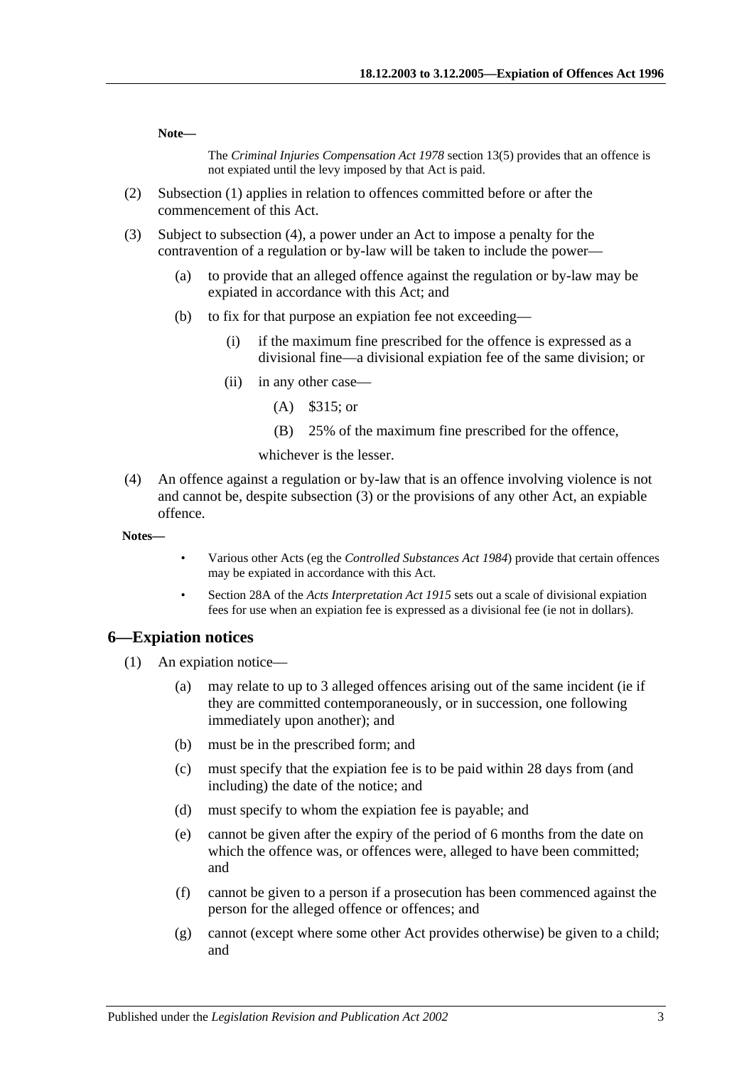**Note—**

The *Criminal Injuries Compensation Act 1978* section 13(5) provides that an offence is not expiated until the levy imposed by that Act is paid.

(2) Subsection (1) applies in relation to offences committed before or after the commencement of this Act.

(3) Subject to subsection (4), a power under an Act to impose a penalty for the contravention of a regulation or by-law will be taken to include the power—

  (a) to provide that an alleged offence against the regulation or by-law may be expiated in accordance with this Act; and

  (b) to fix for that purpose an expiation fee not exceeding—

    (i) if the maximum fine prescribed for the offence is expressed as a divisional fine—a divisional expiation fee of the same division; or

    (ii) in any other case—

      (A) $315; or

      (B) 25% of the maximum fine prescribed for the offence,

    whichever is the lesser.

(4) An offence against a regulation or by-law that is an offence involving violence is not and cannot be, despite subsection (3) or the provisions of any other Act, an expiable offence.

**Notes—**

- Various other Acts (eg the *Controlled Substances Act 1984*) provide that certain offences may be expiated in accordance with this Act.
- Section 28A of the *Acts Interpretation Act 1915* sets out a scale of divisional expiation fees for use when an expiation fee is expressed as a divisional fee (ie not in dollars).

## 6—Expiation notices

(1) An expiation notice—

  (a) may relate to up to 3 alleged offences arising out of the same incident (ie if they are committed contemporaneously, or in succession, one following immediately upon another); and

  (b) must be in the prescribed form; and

  (c) must specify that the expiation fee is to be paid within 28 days from (and including) the date of the notice; and

  (d) must specify to whom the expiation fee is payable; and

  (e) cannot be given after the expiry of the period of 6 months from the date on which the offence was, or offences were, alleged to have been committed; and

  (f) cannot be given to a person if a prosecution has been commenced against the person for the alleged offence or offences; and

  (g) cannot (except where some other Act provides otherwise) be given to a child; and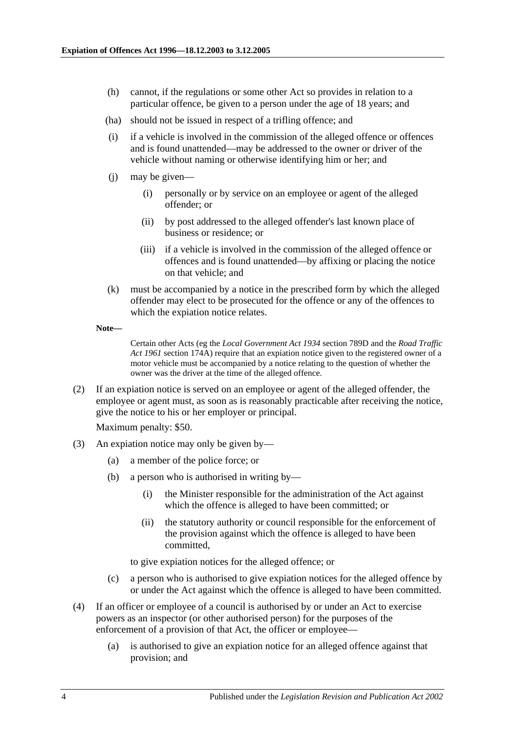(h) cannot, if the regulations or some other Act so provides in relation to a particular offence, be given to a person under the age of 18 years; and

(ha) should not be issued in respect of a trifling offence; and

(i) if a vehicle is involved in the commission of the alleged offence or offences and is found unattended—may be addressed to the owner or driver of the vehicle without naming or otherwise identifying him or her; and

(j) may be given—

(i) personally or by service on an employee or agent of the alleged offender; or

(ii) by post addressed to the alleged offender's last known place of business or residence; or

(iii) if a vehicle is involved in the commission of the alleged offence or offences and is found unattended—by affixing or placing the notice on that vehicle; and

(k) must be accompanied by a notice in the prescribed form by which the alleged offender may elect to be prosecuted for the offence or any of the offences to which the expiation notice relates.

**Note—**

Certain other Acts (eg the *Local Government Act 1934* section 789D and the *Road Traffic Act 1961* section 174A) require that an expiation notice given to the registered owner of a motor vehicle must be accompanied by a notice relating to the question of whether the owner was the driver at the time of the alleged offence.

(2) If an expiation notice is served on an employee or agent of the alleged offender, the employee or agent must, as soon as is reasonably practicable after receiving the notice, give the notice to his or her employer or principal.

Maximum penalty: $50.

(3) An expiation notice may only be given by—

(a) a member of the police force; or

(b) a person who is authorised in writing by—

(i) the Minister responsible for the administration of the Act against which the offence is alleged to have been committed; or

(ii) the statutory authority or council responsible for the enforcement of the provision against which the offence is alleged to have been committed,

to give expiation notices for the alleged offence; or

(c) a person who is authorised to give expiation notices for the alleged offence by or under the Act against which the offence is alleged to have been committed.

(4) If an officer or employee of a council is authorised by or under an Act to exercise powers as an inspector (or other authorised person) for the purposes of the enforcement of a provision of that Act, the officer or employee—

(a) is authorised to give an expiation notice for an alleged offence against that provision; and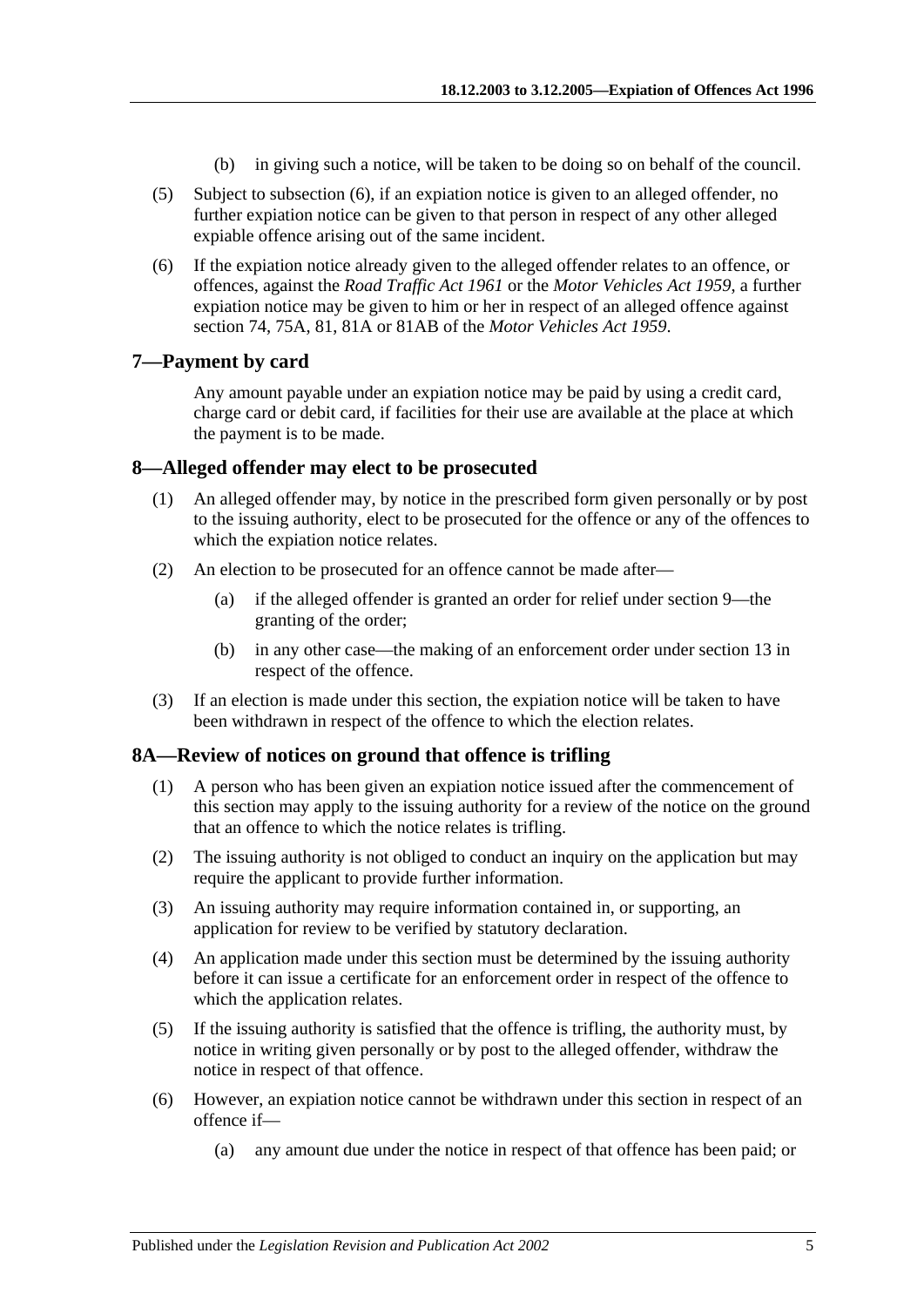(b) in giving such a notice, will be taken to be doing so on behalf of the council.

(5) Subject to subsection (6), if an expiation notice is given to an alleged offender, no further expiation notice can be given to that person in respect of any other alleged expiable offence arising out of the same incident.

(6) If the expiation notice already given to the alleged offender relates to an offence, or offences, against the *Road Traffic Act 1961* or the *Motor Vehicles Act 1959*, a further expiation notice may be given to him or her in respect of an alleged offence against section 74, 75A, 81, 81A or 81AB of the *Motor Vehicles Act 1959*.

## 7—Payment by card

Any amount payable under an expiation notice may be paid by using a credit card, charge card or debit card, if facilities for their use are available at the place at which the payment is to be made.

## 8—Alleged offender may elect to be prosecuted

(1) An alleged offender may, by notice in the prescribed form given personally or by post to the issuing authority, elect to be prosecuted for the offence or any of the offences to which the expiation notice relates.

(2) An election to be prosecuted for an offence cannot be made after—

(a) if the alleged offender is granted an order for relief under section 9—the granting of the order;

(b) in any other case—the making of an enforcement order under section 13 in respect of the offence.

(3) If an election is made under this section, the expiation notice will be taken to have been withdrawn in respect of the offence to which the election relates.

## 8A—Review of notices on ground that offence is trifling

(1) A person who has been given an expiation notice issued after the commencement of this section may apply to the issuing authority for a review of the notice on the ground that an offence to which the notice relates is trifling.

(2) The issuing authority is not obliged to conduct an inquiry on the application but may require the applicant to provide further information.

(3) An issuing authority may require information contained in, or supporting, an application for review to be verified by statutory declaration.

(4) An application made under this section must be determined by the issuing authority before it can issue a certificate for an enforcement order in respect of the offence to which the application relates.

(5) If the issuing authority is satisfied that the offence is trifling, the authority must, by notice in writing given personally or by post to the alleged offender, withdraw the notice in respect of that offence.

(6) However, an expiation notice cannot be withdrawn under this section in respect of an offence if—

(a) any amount due under the notice in respect of that offence has been paid; or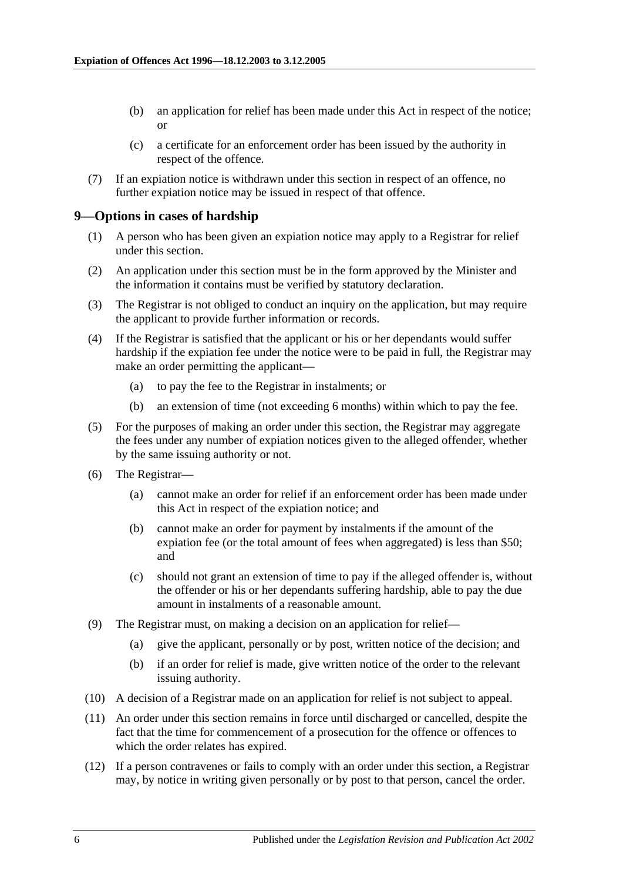(b) an application for relief has been made under this Act in respect of the notice; or

(c) a certificate for an enforcement order has been issued by the authority in respect of the offence.

(7) If an expiation notice is withdrawn under this section in respect of an offence, no further expiation notice may be issued in respect of that offence.

## 9—Options in cases of hardship

(1) A person who has been given an expiation notice may apply to a Registrar for relief under this section.

(2) An application under this section must be in the form approved by the Minister and the information it contains must be verified by statutory declaration.

(3) The Registrar is not obliged to conduct an inquiry on the application, but may require the applicant to provide further information or records.

(4) If the Registrar is satisfied that the applicant or his or her dependants would suffer hardship if the expiation fee under the notice were to be paid in full, the Registrar may make an order permitting the applicant—

(a) to pay the fee to the Registrar in instalments; or

(b) an extension of time (not exceeding 6 months) within which to pay the fee.

(5) For the purposes of making an order under this section, the Registrar may aggregate the fees under any number of expiation notices given to the alleged offender, whether by the same issuing authority or not.

(6) The Registrar—

(a) cannot make an order for relief if an enforcement order has been made under this Act in respect of the expiation notice; and

(b) cannot make an order for payment by instalments if the amount of the expiation fee (or the total amount of fees when aggregated) is less than $50; and

(c) should not grant an extension of time to pay if the alleged offender is, without the offender or his or her dependants suffering hardship, able to pay the due amount in instalments of a reasonable amount.

(9) The Registrar must, on making a decision on an application for relief—

(a) give the applicant, personally or by post, written notice of the decision; and

(b) if an order for relief is made, give written notice of the order to the relevant issuing authority.

(10) A decision of a Registrar made on an application for relief is not subject to appeal.

(11) An order under this section remains in force until discharged or cancelled, despite the fact that the time for commencement of a prosecution for the offence or offences to which the order relates has expired.

(12) If a person contravenes or fails to comply with an order under this section, a Registrar may, by notice in writing given personally or by post to that person, cancel the order.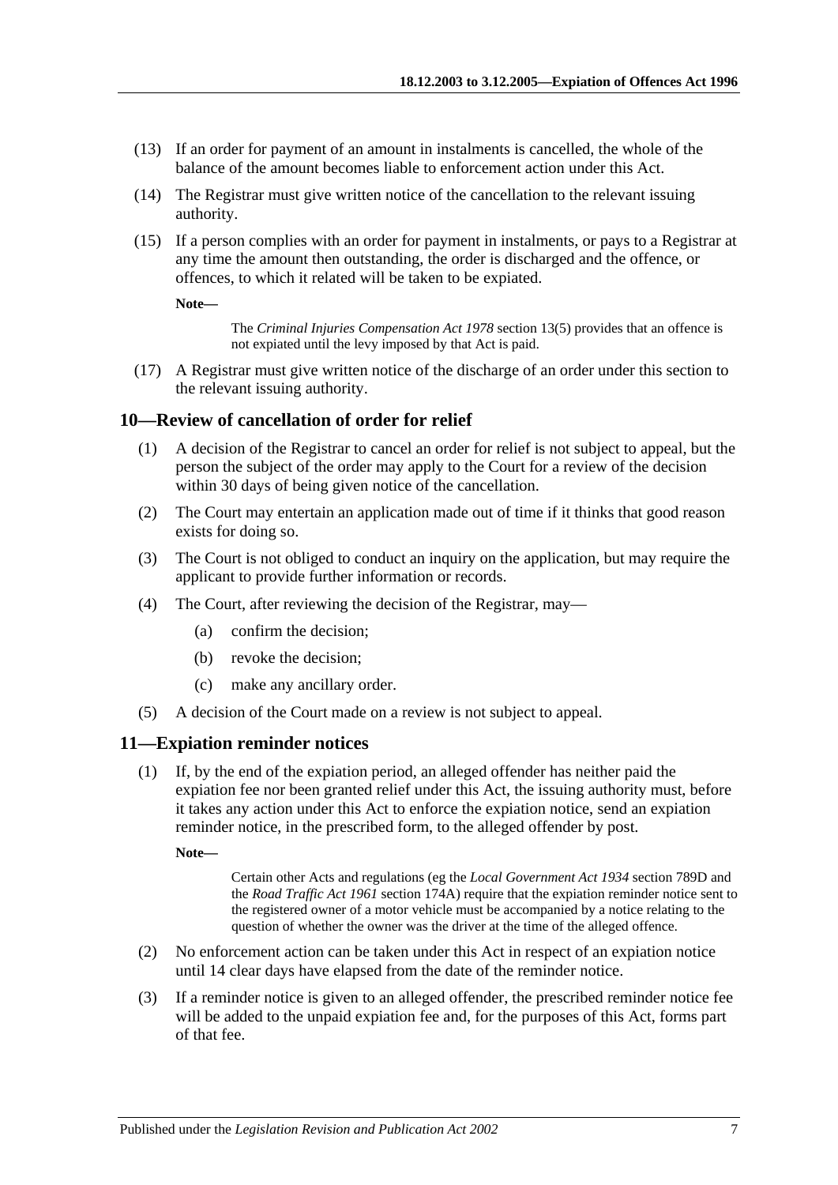(13) If an order for payment of an amount in instalments is cancelled, the whole of the balance of the amount becomes liable to enforcement action under this Act.

(14) The Registrar must give written notice of the cancellation to the relevant issuing authority.

(15) If a person complies with an order for payment in instalments, or pays to a Registrar at any time the amount then outstanding, the order is discharged and the offence, or offences, to which it related will be taken to be expiated.

**Note—**

> The *Criminal Injuries Compensation Act 1978* section 13(5) provides that an offence is not expiated until the levy imposed by that Act is paid.

(17) A Registrar must give written notice of the discharge of an order under this section to the relevant issuing authority.

## 10—Review of cancellation of order for relief

(1) A decision of the Registrar to cancel an order for relief is not subject to appeal, but the person the subject of the order may apply to the Court for a review of the decision within 30 days of being given notice of the cancellation.

(2) The Court may entertain an application made out of time if it thinks that good reason exists for doing so.

(3) The Court is not obliged to conduct an inquiry on the application, but may require the applicant to provide further information or records.

(4) The Court, after reviewing the decision of the Registrar, may—

- (a) confirm the decision;
- (b) revoke the decision;
- (c) make any ancillary order.

(5) A decision of the Court made on a review is not subject to appeal.

## 11—Expiation reminder notices

(1) If, by the end of the expiation period, an alleged offender has neither paid the expiation fee nor been granted relief under this Act, the issuing authority must, before it takes any action under this Act to enforce the expiation notice, send an expiation reminder notice, in the prescribed form, to the alleged offender by post.

**Note—**

> Certain other Acts and regulations (eg the *Local Government Act 1934* section 789D and the *Road Traffic Act 1961* section 174A) require that the expiation reminder notice sent to the registered owner of a motor vehicle must be accompanied by a notice relating to the question of whether the owner was the driver at the time of the alleged offence.

(2) No enforcement action can be taken under this Act in respect of an expiation notice until 14 clear days have elapsed from the date of the reminder notice.

(3) If a reminder notice is given to an alleged offender, the prescribed reminder notice fee will be added to the unpaid expiation fee and, for the purposes of this Act, forms part of that fee.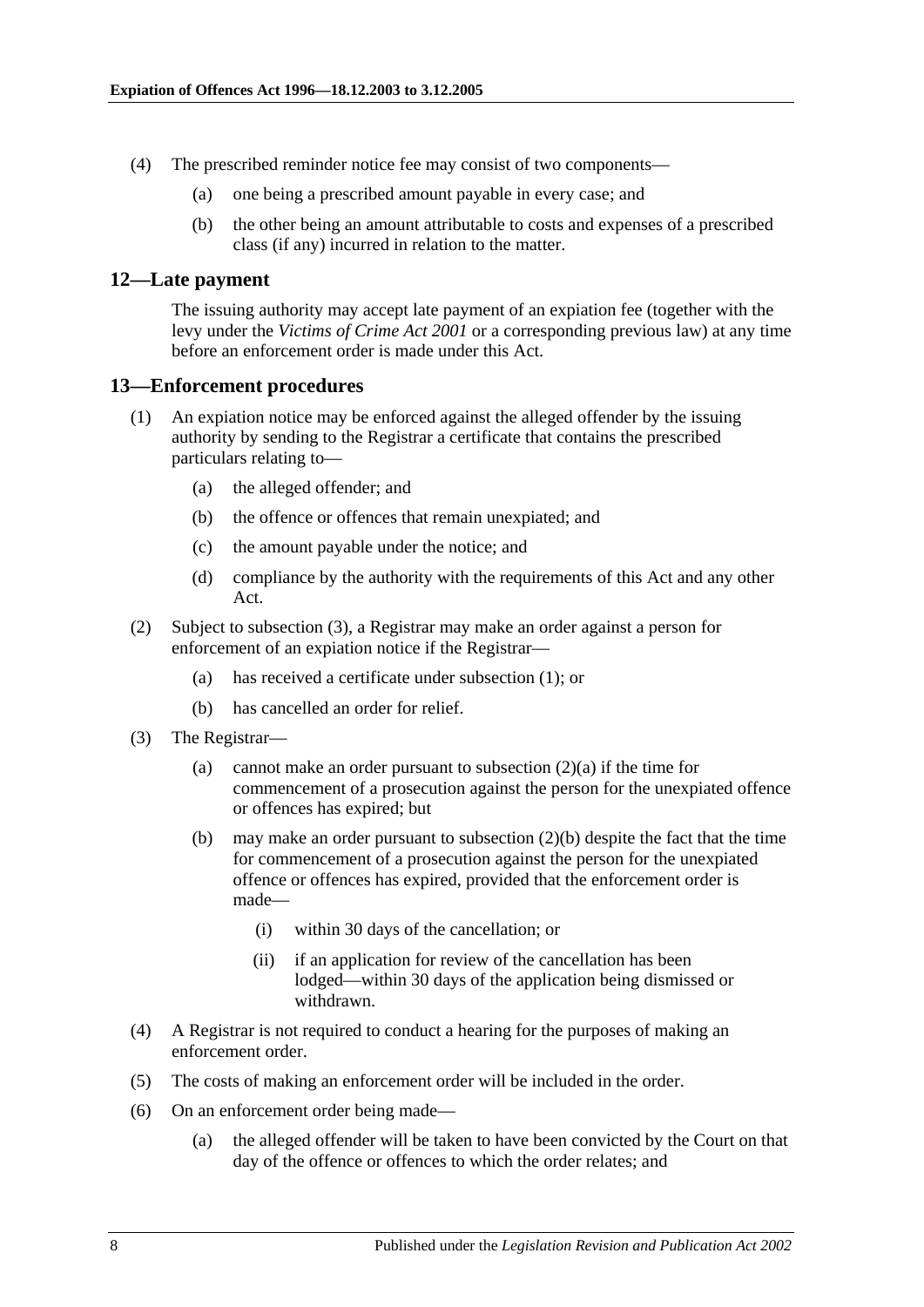(4) The prescribed reminder notice fee may consist of two components—

(a) one being a prescribed amount payable in every case; and

(b) the other being an amount attributable to costs and expenses of a prescribed class (if any) incurred in relation to the matter.

## 12—Late payment

The issuing authority may accept late payment of an expiation fee (together with the levy under the *Victims of Crime Act 2001* or a corresponding previous law) at any time before an enforcement order is made under this Act.

## 13—Enforcement procedures

(1) An expiation notice may be enforced against the alleged offender by the issuing authority by sending to the Registrar a certificate that contains the prescribed particulars relating to—

(a) the alleged offender; and

(b) the offence or offences that remain unexpiated; and

(c) the amount payable under the notice; and

(d) compliance by the authority with the requirements of this Act and any other Act.

(2) Subject to subsection (3), a Registrar may make an order against a person for enforcement of an expiation notice if the Registrar—

(a) has received a certificate under subsection (1); or

(b) has cancelled an order for relief.

(3) The Registrar—

(a) cannot make an order pursuant to subsection (2)(a) if the time for commencement of a prosecution against the person for the unexpiated offence or offences has expired; but

(b) may make an order pursuant to subsection (2)(b) despite the fact that the time for commencement of a prosecution against the person for the unexpiated offence or offences has expired, provided that the enforcement order is made—

(i) within 30 days of the cancellation; or

(ii) if an application for review of the cancellation has been lodged—within 30 days of the application being dismissed or withdrawn.

(4) A Registrar is not required to conduct a hearing for the purposes of making an enforcement order.

(5) The costs of making an enforcement order will be included in the order.

(6) On an enforcement order being made—

(a) the alleged offender will be taken to have been convicted by the Court on that day of the offence or offences to which the order relates; and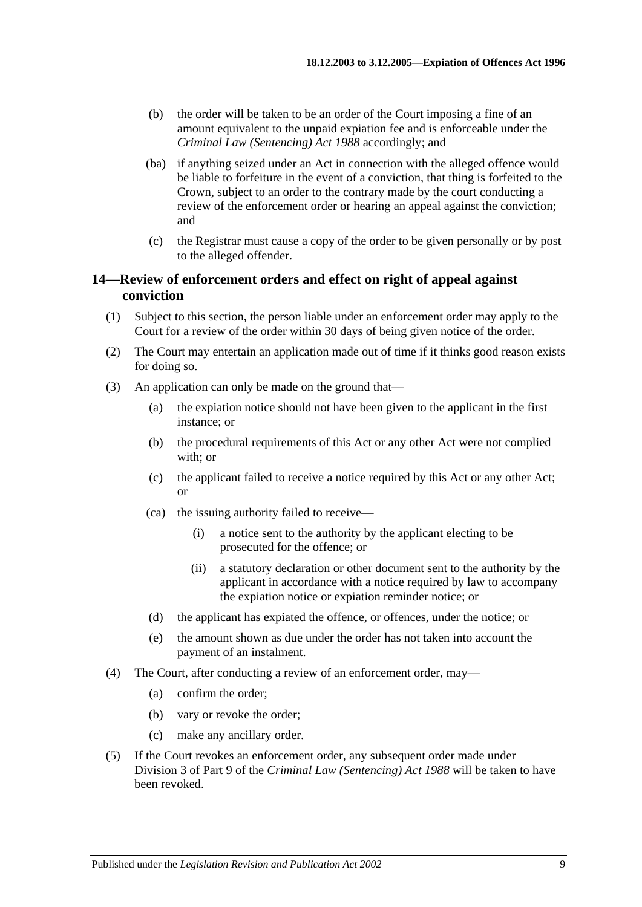(b) the order will be taken to be an order of the Court imposing a fine of an amount equivalent to the unpaid expiation fee and is enforceable under the *Criminal Law (Sentencing) Act 1988* accordingly; and

(ba) if anything seized under an Act in connection with the alleged offence would be liable to forfeiture in the event of a conviction, that thing is forfeited to the Crown, subject to an order to the contrary made by the court conducting a review of the enforcement order or hearing an appeal against the conviction; and

(c) the Registrar must cause a copy of the order to be given personally or by post to the alleged offender.

## 14—Review of enforcement orders and effect on right of appeal against conviction

(1) Subject to this section, the person liable under an enforcement order may apply to the Court for a review of the order within 30 days of being given notice of the order.

(2) The Court may entertain an application made out of time if it thinks good reason exists for doing so.

(3) An application can only be made on the ground that—

(a) the expiation notice should not have been given to the applicant in the first instance; or

(b) the procedural requirements of this Act or any other Act were not complied with; or

(c) the applicant failed to receive a notice required by this Act or any other Act; or

(ca) the issuing authority failed to receive—

(i) a notice sent to the authority by the applicant electing to be prosecuted for the offence; or

(ii) a statutory declaration or other document sent to the authority by the applicant in accordance with a notice required by law to accompany the expiation notice or expiation reminder notice; or

(d) the applicant has expiated the offence, or offences, under the notice; or

(e) the amount shown as due under the order has not taken into account the payment of an instalment.

(4) The Court, after conducting a review of an enforcement order, may—

(a) confirm the order;

(b) vary or revoke the order;

(c) make any ancillary order.

(5) If the Court revokes an enforcement order, any subsequent order made under Division 3 of Part 9 of the *Criminal Law (Sentencing) Act 1988* will be taken to have been revoked.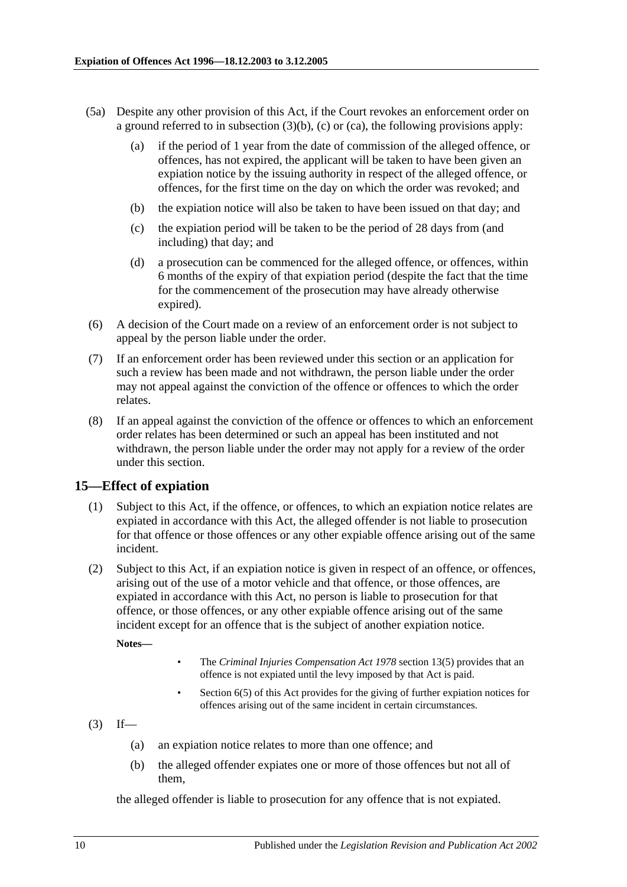(5a) Despite any other provision of this Act, if the Court revokes an enforcement order on a ground referred to in subsection (3)(b), (c) or (ca), the following provisions apply:

(a) if the period of 1 year from the date of commission of the alleged offence, or offences, has not expired, the applicant will be taken to have been given an expiation notice by the issuing authority in respect of the alleged offence, or offences, for the first time on the day on which the order was revoked; and

(b) the expiation notice will also be taken to have been issued on that day; and

(c) the expiation period will be taken to be the period of 28 days from (and including) that day; and

(d) a prosecution can be commenced for the alleged offence, or offences, within 6 months of the expiry of that expiation period (despite the fact that the time for the commencement of the prosecution may have already otherwise expired).

(6) A decision of the Court made on a review of an enforcement order is not subject to appeal by the person liable under the order.

(7) If an enforcement order has been reviewed under this section or an application for such a review has been made and not withdrawn, the person liable under the order may not appeal against the conviction of the offence or offences to which the order relates.

(8) If an appeal against the conviction of the offence or offences to which an enforcement order relates has been determined or such an appeal has been instituted and not withdrawn, the person liable under the order may not apply for a review of the order under this section.

## 15—Effect of expiation

(1) Subject to this Act, if the offence, or offences, to which an expiation notice relates are expiated in accordance with this Act, the alleged offender is not liable to prosecution for that offence or those offences or any other expiable offence arising out of the same incident.

(2) Subject to this Act, if an expiation notice is given in respect of an offence, or offences, arising out of the use of a motor vehicle and that offence, or those offences, are expiated in accordance with this Act, no person is liable to prosecution for that offence, or those offences, or any other expiable offence arising out of the same incident except for an offence that is the subject of another expiation notice.

**Notes—**

- The *Criminal Injuries Compensation Act 1978* section 13(5) provides that an offence is not expiated until the levy imposed by that Act is paid.
- Section 6(5) of this Act provides for the giving of further expiation notices for offences arising out of the same incident in certain circumstances.

(3) If—

(a) an expiation notice relates to more than one offence; and

(b) the alleged offender expiates one or more of those offences but not all of them,

the alleged offender is liable to prosecution for any offence that is not expiated.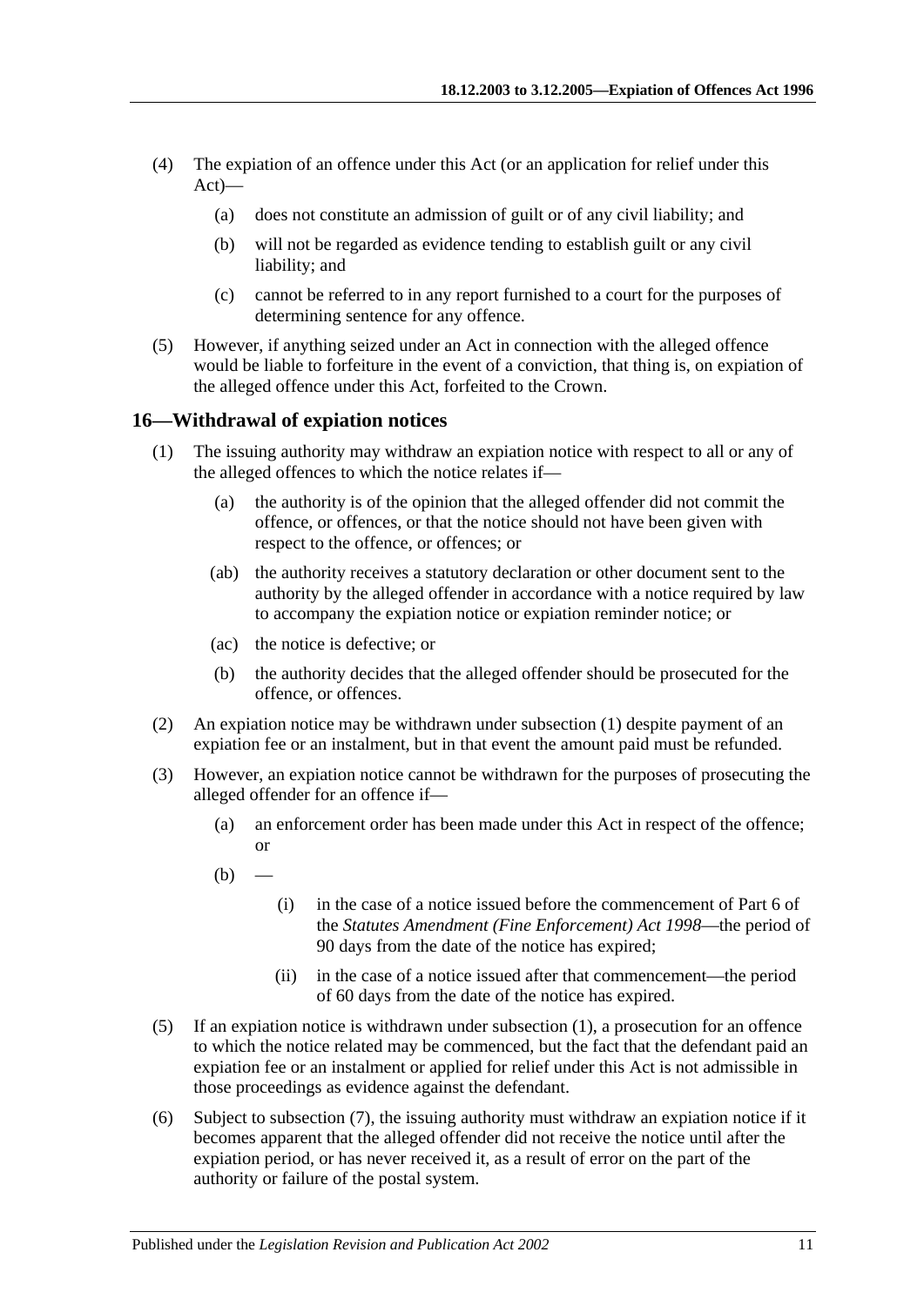(4) The expiation of an offence under this Act (or an application for relief under this Act)—

(a) does not constitute an admission of guilt or of any civil liability; and

(b) will not be regarded as evidence tending to establish guilt or any civil liability; and

(c) cannot be referred to in any report furnished to a court for the purposes of determining sentence for any offence.

(5) However, if anything seized under an Act in connection with the alleged offence would be liable to forfeiture in the event of a conviction, that thing is, on expiation of the alleged offence under this Act, forfeited to the Crown.

## 16—Withdrawal of expiation notices

(1) The issuing authority may withdraw an expiation notice with respect to all or any of the alleged offences to which the notice relates if—

(a) the authority is of the opinion that the alleged offender did not commit the offence, or offences, or that the notice should not have been given with respect to the offence, or offences; or

(ab) the authority receives a statutory declaration or other document sent to the authority by the alleged offender in accordance with a notice required by law to accompany the expiation notice or expiation reminder notice; or

(ac) the notice is defective; or

(b) the authority decides that the alleged offender should be prosecuted for the offence, or offences.

(2) An expiation notice may be withdrawn under subsection (1) despite payment of an expiation fee or an instalment, but in that event the amount paid must be refunded.

(3) However, an expiation notice cannot be withdrawn for the purposes of prosecuting the alleged offender for an offence if—

(a) an enforcement order has been made under this Act in respect of the offence; or

(b) —

(i) in the case of a notice issued before the commencement of Part 6 of the *Statutes Amendment (Fine Enforcement) Act 1998*—the period of 90 days from the date of the notice has expired;

(ii) in the case of a notice issued after that commencement—the period of 60 days from the date of the notice has expired.

(5) If an expiation notice is withdrawn under subsection (1), a prosecution for an offence to which the notice related may be commenced, but the fact that the defendant paid an expiation fee or an instalment or applied for relief under this Act is not admissible in those proceedings as evidence against the defendant.

(6) Subject to subsection (7), the issuing authority must withdraw an expiation notice if it becomes apparent that the alleged offender did not receive the notice until after the expiation period, or has never received it, as a result of error on the part of the authority or failure of the postal system.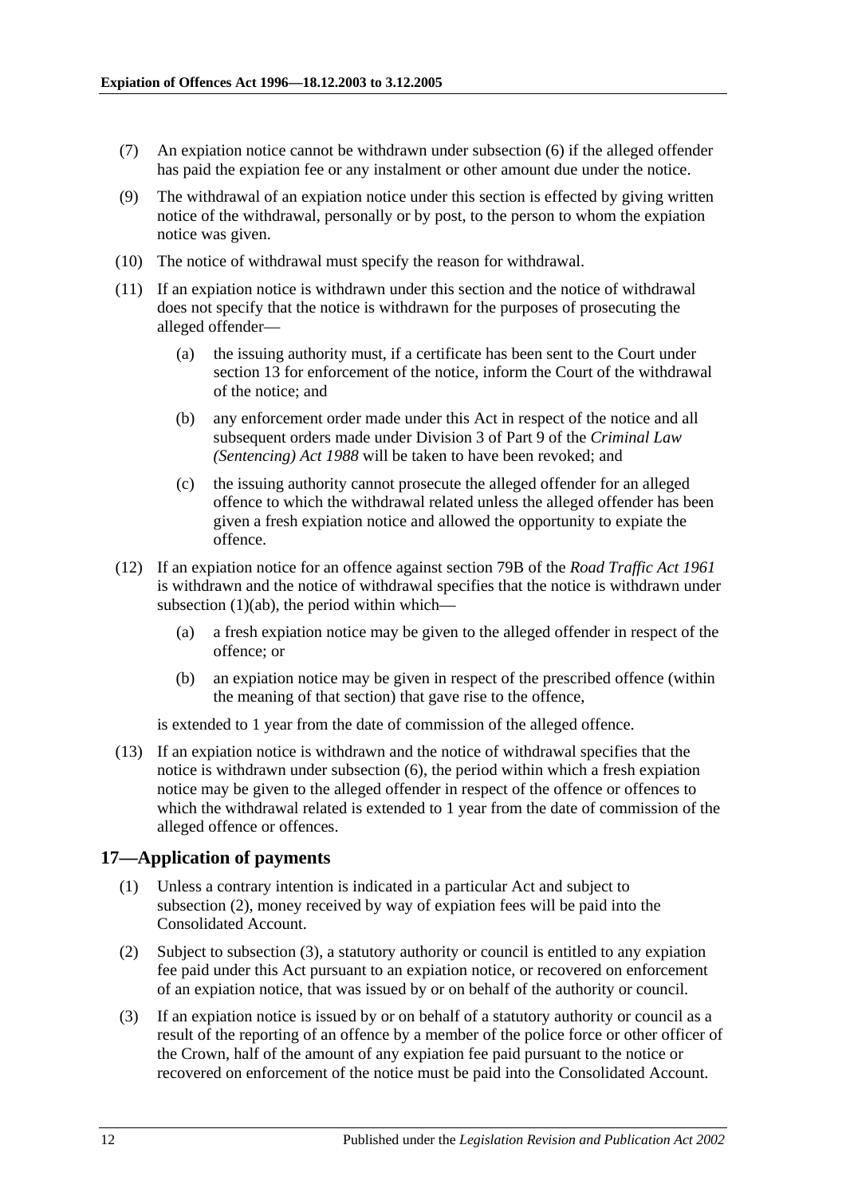(7) An expiation notice cannot be withdrawn under subsection (6) if the alleged offender has paid the expiation fee or any instalment or other amount due under the notice.

(9) The withdrawal of an expiation notice under this section is effected by giving written notice of the withdrawal, personally or by post, to the person to whom the expiation notice was given.

(10) The notice of withdrawal must specify the reason for withdrawal.

(11) If an expiation notice is withdrawn under this section and the notice of withdrawal does not specify that the notice is withdrawn for the purposes of prosecuting the alleged offender—

(a) the issuing authority must, if a certificate has been sent to the Court under section 13 for enforcement of the notice, inform the Court of the withdrawal of the notice; and

(b) any enforcement order made under this Act in respect of the notice and all subsequent orders made under Division 3 of Part 9 of the *Criminal Law (Sentencing) Act 1988* will be taken to have been revoked; and

(c) the issuing authority cannot prosecute the alleged offender for an alleged offence to which the withdrawal related unless the alleged offender has been given a fresh expiation notice and allowed the opportunity to expiate the offence.

(12) If an expiation notice for an offence against section 79B of the *Road Traffic Act 1961* is withdrawn and the notice of withdrawal specifies that the notice is withdrawn under subsection (1)(ab), the period within which—

(a) a fresh expiation notice may be given to the alleged offender in respect of the offence; or

(b) an expiation notice may be given in respect of the prescribed offence (within the meaning of that section) that gave rise to the offence,

is extended to 1 year from the date of commission of the alleged offence.

(13) If an expiation notice is withdrawn and the notice of withdrawal specifies that the notice is withdrawn under subsection (6), the period within which a fresh expiation notice may be given to the alleged offender in respect of the offence or offences to which the withdrawal related is extended to 1 year from the date of commission of the alleged offence or offences.

## 17—Application of payments

(1) Unless a contrary intention is indicated in a particular Act and subject to subsection (2), money received by way of expiation fees will be paid into the Consolidated Account.

(2) Subject to subsection (3), a statutory authority or council is entitled to any expiation fee paid under this Act pursuant to an expiation notice, or recovered on enforcement of an expiation notice, that was issued by or on behalf of the authority or council.

(3) If an expiation notice is issued by or on behalf of a statutory authority or council as a result of the reporting of an offence by a member of the police force or other officer of the Crown, half of the amount of any expiation fee paid pursuant to the notice or recovered on enforcement of the notice must be paid into the Consolidated Account.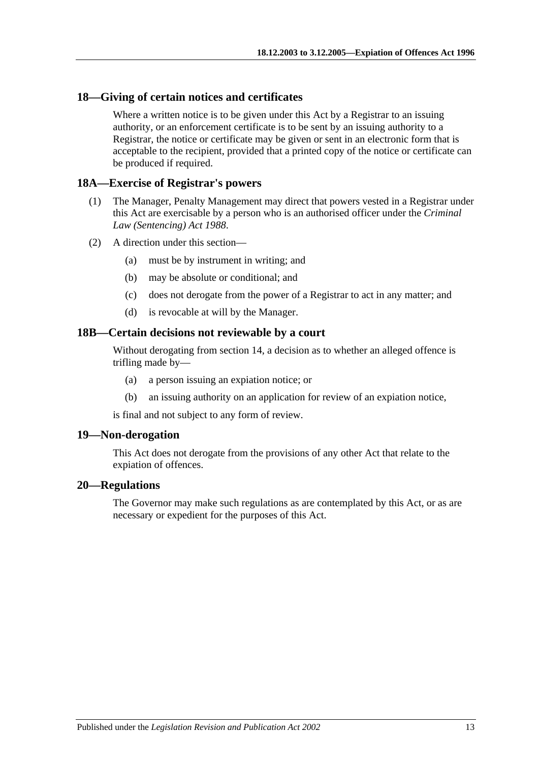## 18—Giving of certain notices and certificates

Where a written notice is to be given under this Act by a Registrar to an issuing authority, or an enforcement certificate is to be sent by an issuing authority to a Registrar, the notice or certificate may be given or sent in an electronic form that is acceptable to the recipient, provided that a printed copy of the notice or certificate can be produced if required.

## 18A—Exercise of Registrar's powers

(1) The Manager, Penalty Management may direct that powers vested in a Registrar under this Act are exercisable by a person who is an authorised officer under the *Criminal Law (Sentencing) Act 1988*.

(2) A direction under this section—

(a) must be by instrument in writing; and

(b) may be absolute or conditional; and

(c) does not derogate from the power of a Registrar to act in any matter; and

(d) is revocable at will by the Manager.

## 18B—Certain decisions not reviewable by a court

Without derogating from section 14, a decision as to whether an alleged offence is trifling made by—

(a) a person issuing an expiation notice; or

(b) an issuing authority on an application for review of an expiation notice,

is final and not subject to any form of review.

## 19—Non-derogation

This Act does not derogate from the provisions of any other Act that relate to the expiation of offences.

## 20—Regulations

The Governor may make such regulations as are contemplated by this Act, or as are necessary or expedient for the purposes of this Act.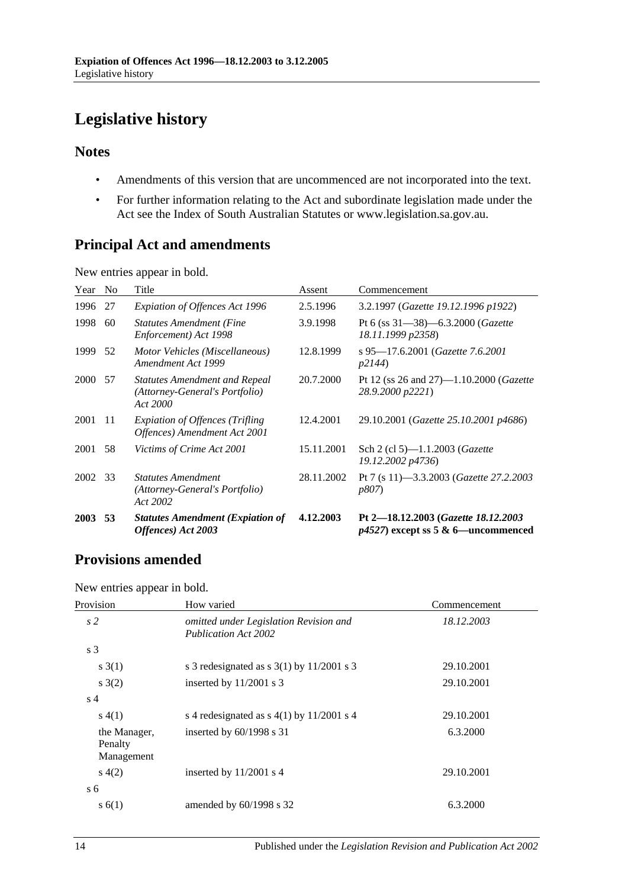# Legislative history

## Notes

- Amendments of this version that are uncommenced are not incorporated into the text.
- For further information relating to the Act and subordinate legislation made under the Act see the Index of South Australian Statutes or www.legislation.sa.gov.au.

## Principal Act and amendments

New entries appear in bold.

| Year | No | Title | Assent | Commencement |
|---|---|---|---|---|
| 1996 | 27 | *Expiation of Offences Act 1996* | 2.5.1996 | 3.2.1997 (*Gazette 19.12.1996 p1922*) |
| 1998 | 60 | *Statutes Amendment (Fine Enforcement) Act 1998* | 3.9.1998 | Pt 6 (ss 31—38)—6.3.2000 (*Gazette 18.11.1999 p2358*) |
| 1999 | 52 | *Motor Vehicles (Miscellaneous) Amendment Act 1999* | 12.8.1999 | s 95—17.6.2001 (*Gazette 7.6.2001 p2144*) |
| 2000 | 57 | *Statutes Amendment and Repeal (Attorney-General's Portfolio) Act 2000* | 20.7.2000 | Pt 12 (ss 26 and 27)—1.10.2000 (*Gazette 28.9.2000 p2221*) |
| 2001 | 11 | *Expiation of Offences (Trifling Offences) Amendment Act 2001* | 12.4.2001 | 29.10.2001 (*Gazette 25.10.2001 p4686*) |
| 2001 | 58 | *Victims of Crime Act 2001* | 15.11.2001 | Sch 2 (cl 5)—1.1.2003 (*Gazette 19.12.2002 p4736*) |
| 2002 | 33 | *Statutes Amendment (Attorney-General's Portfolio) Act 2002* | 28.11.2002 | Pt 7 (s 11)—3.3.2003 (*Gazette 27.2.2003 p807*) |
| **2003** | **53** | ***Statutes Amendment (Expiation of Offences) Act 2003*** | **4.12.2003** | **Pt 2—18.12.2003 (*Gazette 18.12.2003 p4527*) except ss 5 & 6—uncommenced** |

## Provisions amended

New entries appear in bold.

| Provision | How varied | Commencement |
|---|---|---|
| *s 2* | *omitted under Legislation Revision and Publication Act 2002* | *18.12.2003* |
| s 3 | | |
| s 3(1) | s 3 redesignated as s 3(1) by 11/2001 s 3 | 29.10.2001 |
| s 3(2) | inserted by 11/2001 s 3 | 29.10.2001 |
| s 4 | | |
| s 4(1) | s 4 redesignated as s 4(1) by 11/2001 s 4 | 29.10.2001 |
| the Manager, Penalty Management | inserted by 60/1998 s 31 | 6.3.2000 |
| s 4(2) | inserted by 11/2001 s 4 | 29.10.2001 |
| s 6 | | |
| s 6(1) | amended by 60/1998 s 32 | 6.3.2000 |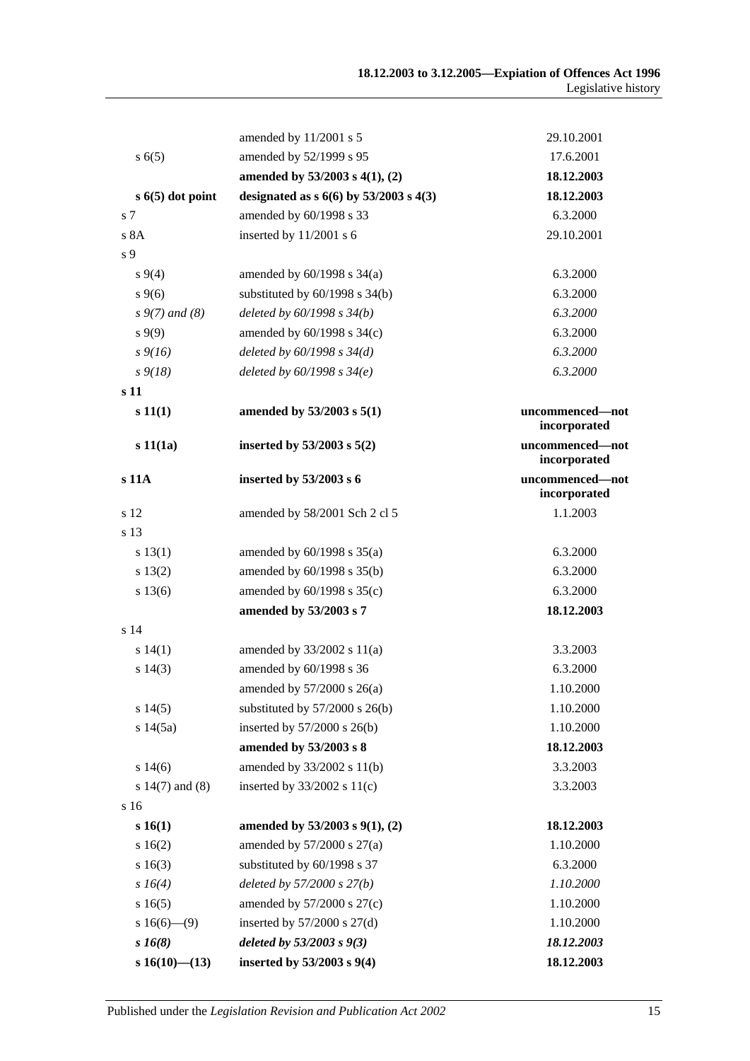| | | |
|---|---|---|
| | amended by 11/2001 s 5 | 29.10.2001 |
| s 6(5) | amended by 52/1999 s 95 | 17.6.2001 |
| | **amended by 53/2003 s 4(1), (2)** | **18.12.2003** |
| **s 6(5) dot point** | **designated as s 6(6) by 53/2003 s 4(3)** | **18.12.2003** |
| s 7 | amended by 60/1998 s 33 | 6.3.2000 |
| s 8A | inserted by 11/2001 s 6 | 29.10.2001 |
| s 9 | | |
| s 9(4) | amended by 60/1998 s 34(a) | 6.3.2000 |
| s 9(6) | substituted by 60/1998 s 34(b) | 6.3.2000 |
| *s 9(7) and (8)* | *deleted by 60/1998 s 34(b)* | *6.3.2000* |
| s 9(9) | amended by 60/1998 s 34(c) | 6.3.2000 |
| *s 9(16)* | *deleted by 60/1998 s 34(d)* | *6.3.2000* |
| *s 9(18)* | *deleted by 60/1998 s 34(e)* | *6.3.2000* |
| **s 11** | | |
| **s 11(1)** | **amended by 53/2003 s 5(1)** | **uncommenced—not incorporated** |
| **s 11(1a)** | **inserted by 53/2003 s 5(2)** | **uncommenced—not incorporated** |
| **s 11A** | **inserted by 53/2003 s 6** | **uncommenced—not incorporated** |
| s 12 | amended by 58/2001 Sch 2 cl 5 | 1.1.2003 |
| s 13 | | |
| s 13(1) | amended by 60/1998 s 35(a) | 6.3.2000 |
| s 13(2) | amended by 60/1998 s 35(b) | 6.3.2000 |
| s 13(6) | amended by 60/1998 s 35(c) | 6.3.2000 |
| | **amended by 53/2003 s 7** | **18.12.2003** |
| s 14 | | |
| s 14(1) | amended by 33/2002 s 11(a) | 3.3.2003 |
| s 14(3) | amended by 60/1998 s 36 | 6.3.2000 |
| | amended by 57/2000 s 26(a) | 1.10.2000 |
| s 14(5) | substituted by 57/2000 s 26(b) | 1.10.2000 |
| s 14(5a) | inserted by 57/2000 s 26(b) | 1.10.2000 |
| | **amended by 53/2003 s 8** | **18.12.2003** |
| s 14(6) | amended by 33/2002 s 11(b) | 3.3.2003 |
| s 14(7) and (8) | inserted by 33/2002 s 11(c) | 3.3.2003 |
| s 16 | | |
| **s 16(1)** | **amended by 53/2003 s 9(1), (2)** | **18.12.2003** |
| s 16(2) | amended by 57/2000 s 27(a) | 1.10.2000 |
| s 16(3) | substituted by 60/1998 s 37 | 6.3.2000 |
| *s 16(4)* | *deleted by 57/2000 s 27(b)* | *1.10.2000* |
| s 16(5) | amended by 57/2000 s 27(c) | 1.10.2000 |
| s 16(6)—(9) | inserted by 57/2000 s 27(d) | 1.10.2000 |
| ***s 16(8)*** | ***deleted by 53/2003 s 9(3)*** | ***18.12.2003*** |
| **s 16(10)—(13)** | **inserted by 53/2003 s 9(4)** | **18.12.2003** |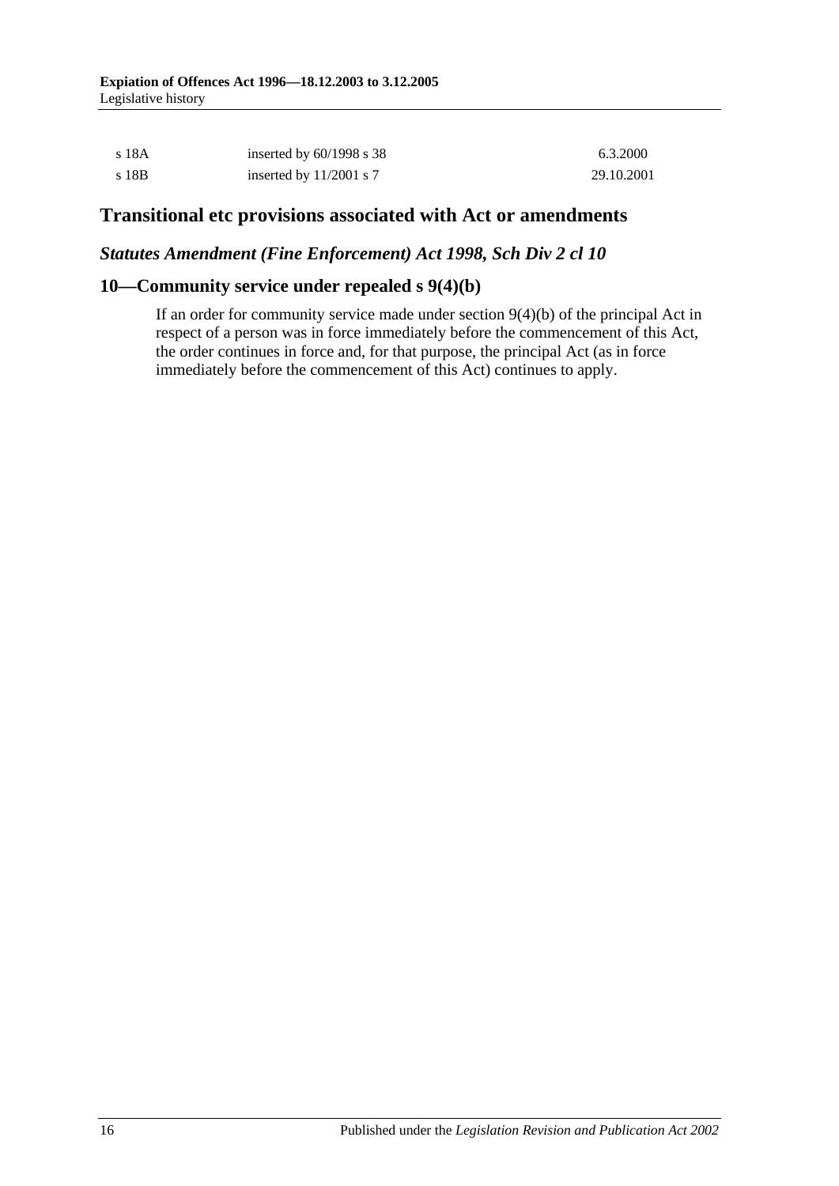| | | |
|---|---|---|
| s 18A | inserted by 60/1998 s 38 | 6.3.2000 |
| s 18B | inserted by 11/2001 s 7 | 29.10.2001 |

## Transitional etc provisions associated with Act or amendments

### *Statutes Amendment (Fine Enforcement) Act 1998, Sch Div 2 cl 10*

### 10—Community service under repealed s 9(4)(b)

If an order for community service made under section 9(4)(b) of the principal Act in respect of a person was in force immediately before the commencement of this Act, the order continues in force and, for that purpose, the principal Act (as in force immediately before the commencement of this Act) continues to apply.